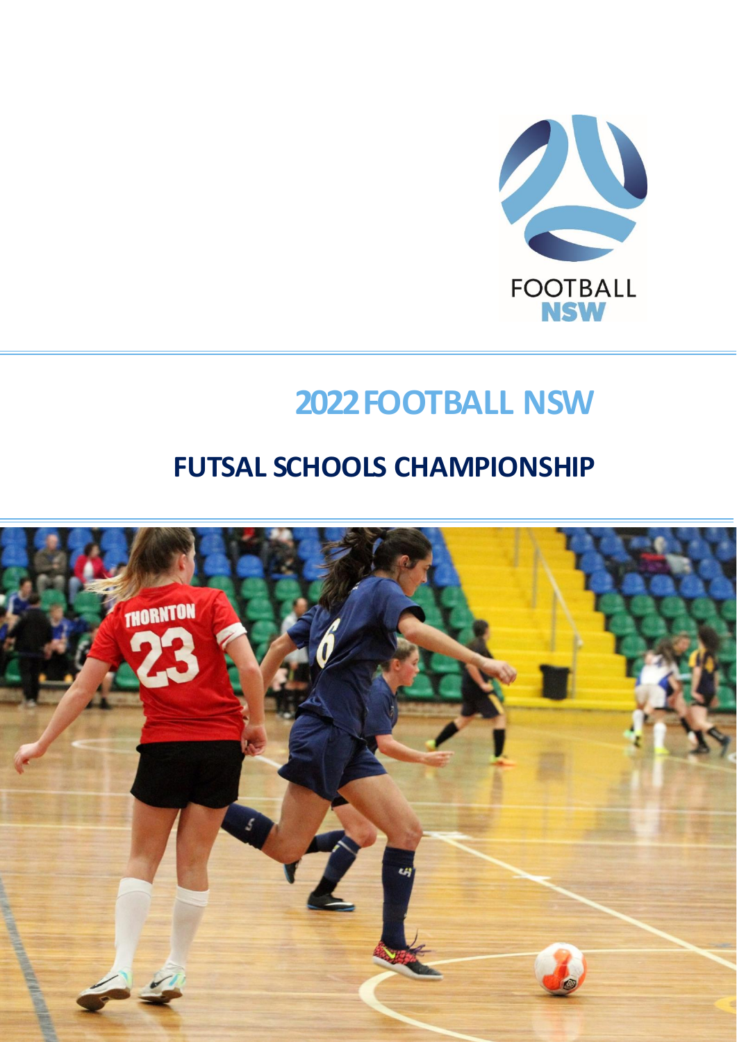# 2022 FOOTBALL NSW

## FUTSAL SCHOOLS CHAMPIONSHIP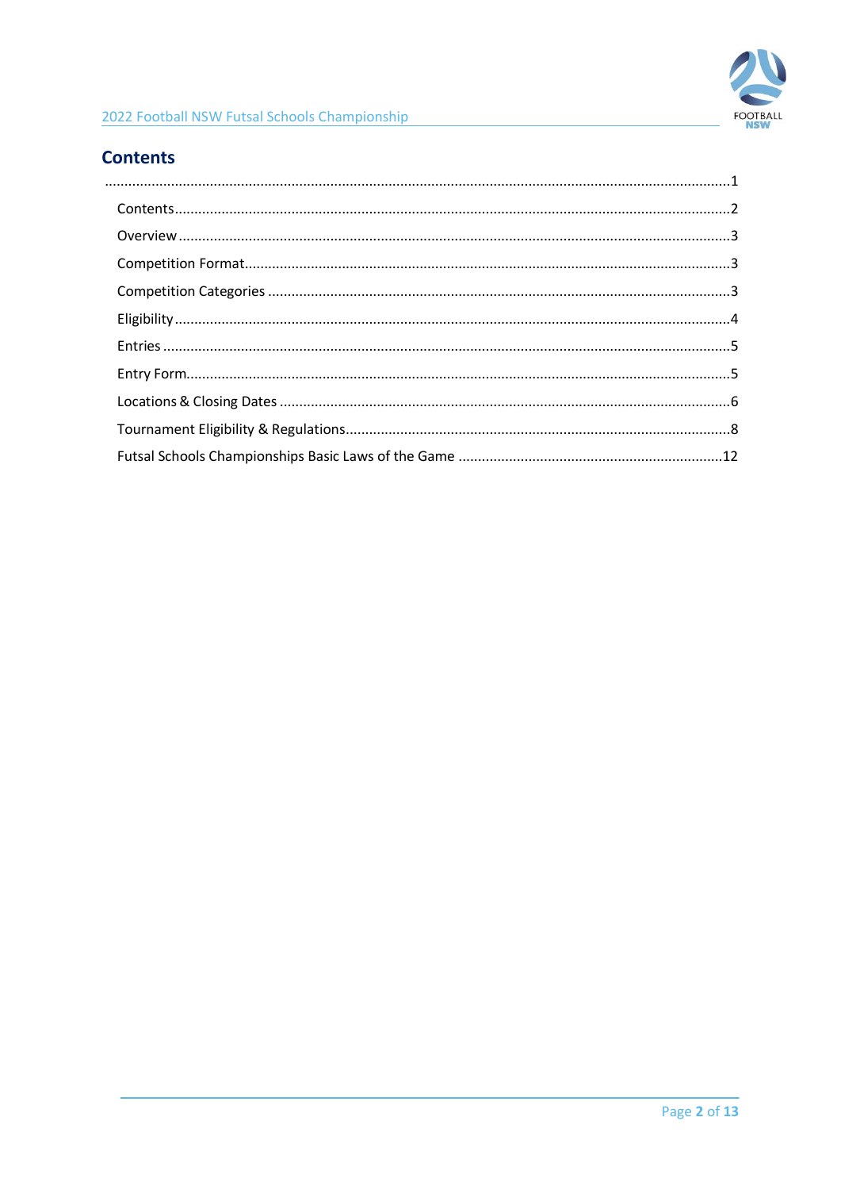## Contents

...................................................................................................................................1

Contents...........................................................................................................................2

Overview..........................................................................................................................3

Competition Format..........................................................................................................3

Competition Categories ....................................................................................................3

Eligibility...........................................................................................................................4

Entries ..............................................................................................................................5

Entry Form........................................................................................................................5

Locations & Closing Dates .................................................................................................6

Tournament Eligibility & Regulations..................................................................................8

Futsal Schools Championships Basic Laws of the Game ...................................................12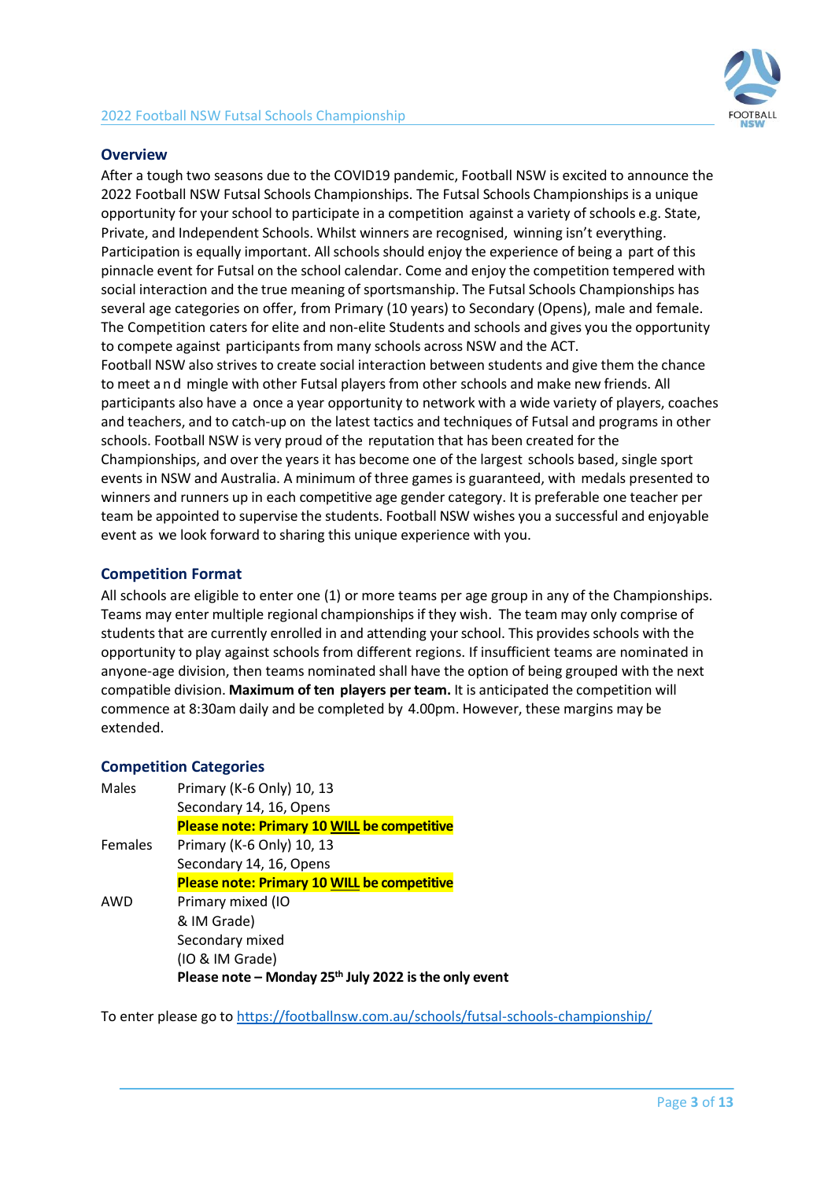## Overview

After a tough two seasons due to the COVID19 pandemic, Football NSW is excited to announce the 2022 Football NSW Futsal Schools Championships. The Futsal Schools Championships is a unique opportunity for your school to participate in a competition against a variety of schools e.g. State, Private, and Independent Schools. Whilst winners are recognised, winning isn't everything. Participation is equally important. All schools should enjoy the experience of being a part of this pinnacle event for Futsal on the school calendar. Come and enjoy the competition tempered with social interaction and the true meaning of sportsmanship. The Futsal Schools Championships has several age categories on offer, from Primary (10 years) to Secondary (Opens), male and female. The Competition caters for elite and non-elite Students and schools and gives you the opportunity to compete against participants from many schools across NSW and the ACT.

Football NSW also strives to create social interaction between students and give them the chance to meet and mingle with other Futsal players from other schools and make new friends. All participants also have a once a year opportunity to network with a wide variety of players, coaches and teachers, and to catch-up on the latest tactics and techniques of Futsal and programs in other schools. Football NSW is very proud of the reputation that has been created for the Championships, and over the years it has become one of the largest schools based, single sport events in NSW and Australia. A minimum of three games is guaranteed, with medals presented to winners and runners up in each competitive age gender category. It is preferable one teacher per team be appointed to supervise the students. Football NSW wishes you a successful and enjoyable event as we look forward to sharing this unique experience with you.

## Competition Format

All schools are eligible to enter one (1) or more teams per age group in any of the Championships. Teams may enter multiple regional championships if they wish. The team may only comprise of students that are currently enrolled in and attending your school. This provides schools with the opportunity to play against schools from different regions. If insufficient teams are nominated in anyone-age division, then teams nominated shall have the option of being grouped with the next compatible division. **Maximum of ten players per team.** It is anticipated the competition will commence at 8:30am daily and be completed by 4.00pm. However, these margins may be extended.

## Competition Categories

| | |
|---|---|
| Males | Primary (K-6 Only) 10, 13 |
| | Secondary 14, 16, Opens |
| | **Please note: Primary 10 WILL be competitive** |
| Females | Primary (K-6 Only) 10, 13 |
| | Secondary 14, 16, Opens |
| | **Please note: Primary 10 WILL be competitive** |
| AWD | Primary mixed (IO & IM Grade) |
| | Secondary mixed (IO & IM Grade) |
| | **Please note – Monday 25th July 2022 is the only event** |

To enter please go to https://footballnsw.com.au/schools/futsal-schools-championship/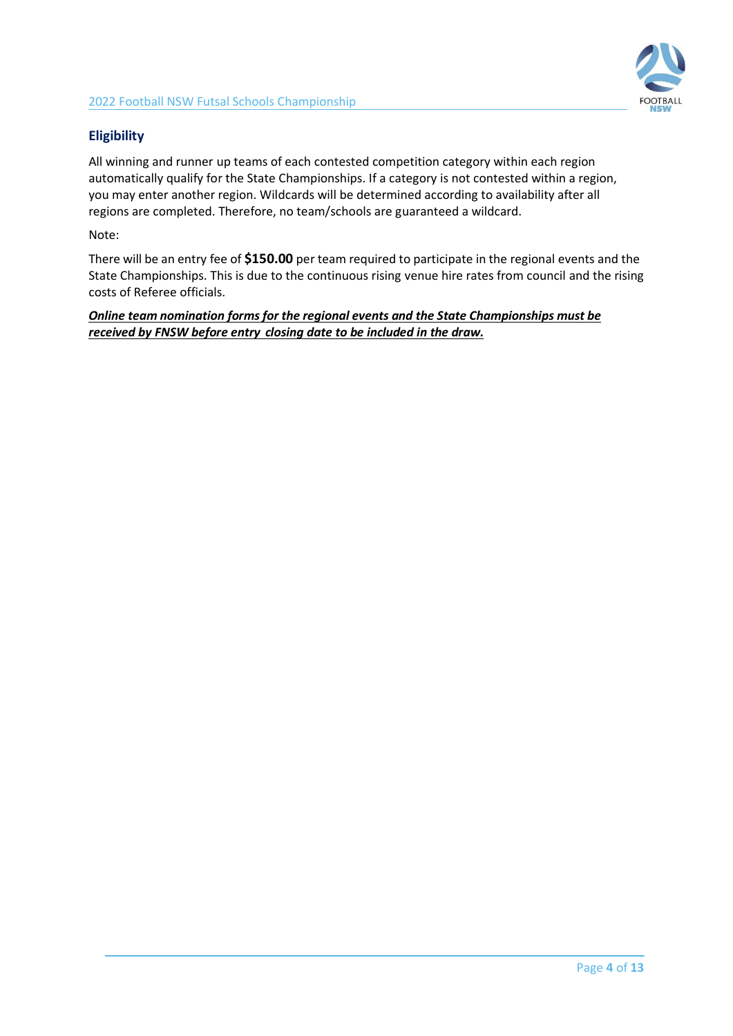## Eligibility

All winning and runner up teams of each contested competition category within each region automatically qualify for the State Championships. If a category is not contested within a region, you may enter another region. Wildcards will be determined according to availability after all regions are completed. Therefore, no team/schools are guaranteed a wildcard.

Note:

There will be an entry fee of **$150.00** per team required to participate in the regional events and the State Championships. This is due to the continuous rising venue hire rates from council and the rising costs of Referee officials.

***<u>Online team nomination forms for the regional events and the State Championships must be received by FNSW before entry closing date to be included in the draw.</u>***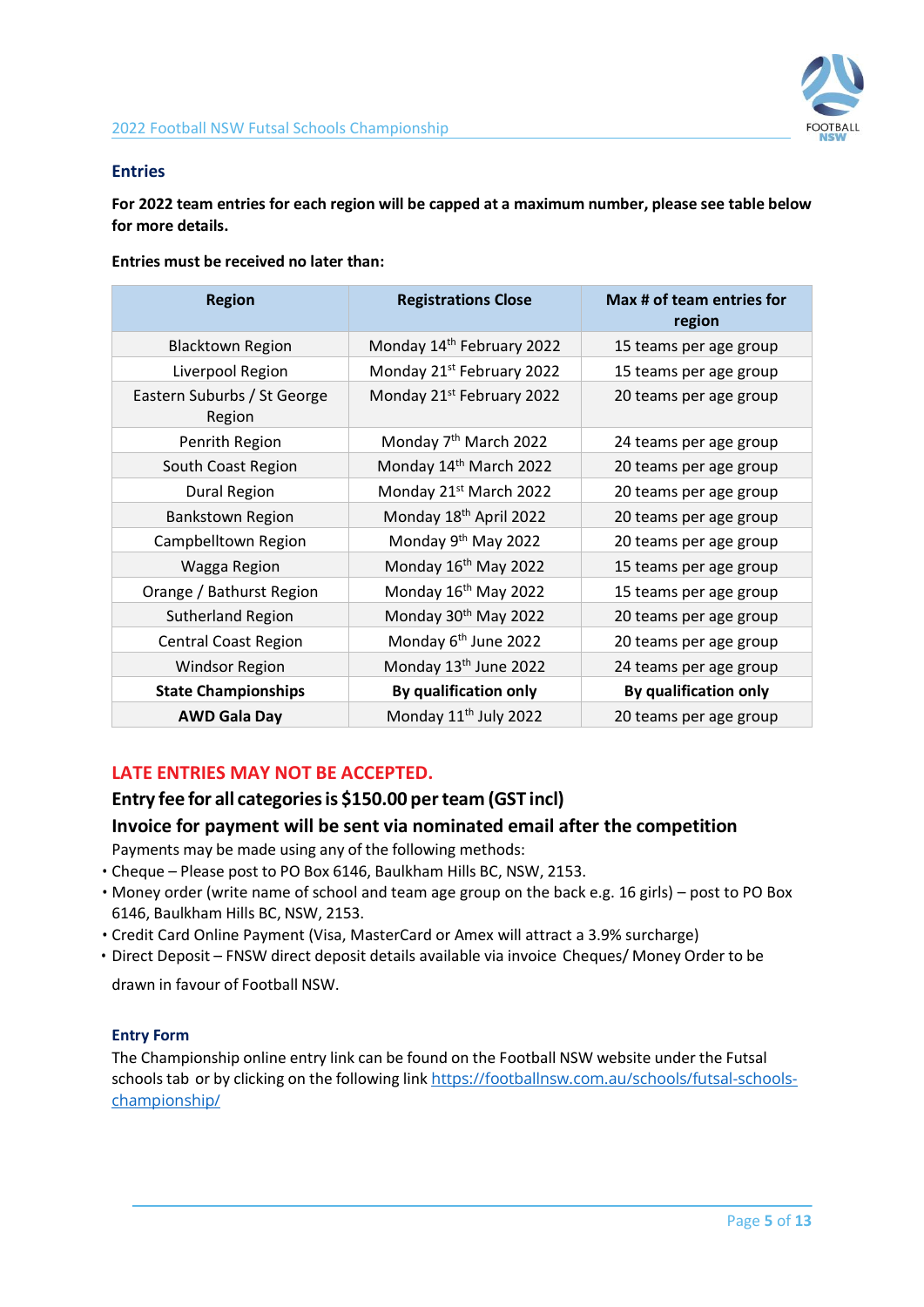## Entries

**For 2022 team entries for each region will be capped at a maximum number, please see table below for more details.**

**Entries must be received no later than:**

| Region | Registrations Close | Max # of team entries for region |
|---|---|---|
| Blacktown Region | Monday 14th February 2022 | 15 teams per age group |
| Liverpool Region | Monday 21st February 2022 | 15 teams per age group |
| Eastern Suburbs / St George Region | Monday 21st February 2022 | 20 teams per age group |
| Penrith Region | Monday 7th March 2022 | 24 teams per age group |
| South Coast Region | Monday 14th March 2022 | 20 teams per age group |
| Dural Region | Monday 21st March 2022 | 20 teams per age group |
| Bankstown Region | Monday 18th April 2022 | 20 teams per age group |
| Campbelltown Region | Monday 9th May 2022 | 20 teams per age group |
| Wagga Region | Monday 16th May 2022 | 15 teams per age group |
| Orange / Bathurst Region | Monday 16th May 2022 | 15 teams per age group |
| Sutherland Region | Monday 30th May 2022 | 20 teams per age group |
| Central Coast Region | Monday 6th June 2022 | 20 teams per age group |
| Windsor Region | Monday 13th June 2022 | 24 teams per age group |
| **State Championships** | **By qualification only** | **By qualification only** |
| **AWD Gala Day** | Monday 11th July 2022 | 20 teams per age group |

**LATE ENTRIES MAY NOT BE ACCEPTED.**

**Entry fee for all categories is $150.00 per team (GST incl)**

**Invoice for payment will be sent via nominated email after the competition**

Payments may be made using any of the following methods:

- Cheque – Please post to PO Box 6146, Baulkham Hills BC, NSW, 2153.
- Money order (write name of school and team age group on the back e.g. 16 girls) – post to PO Box 6146, Baulkham Hills BC, NSW, 2153.
- Credit Card Online Payment (Visa, MasterCard or Amex will attract a 3.9% surcharge)
- Direct Deposit – FNSW direct deposit details available via invoice Cheques/ Money Order to be drawn in favour of Football NSW.

### Entry Form

The Championship online entry link can be found on the Football NSW website under the Futsal schools tab or by clicking on the following link https://footballnsw.com.au/schools/futsal-schools-championship/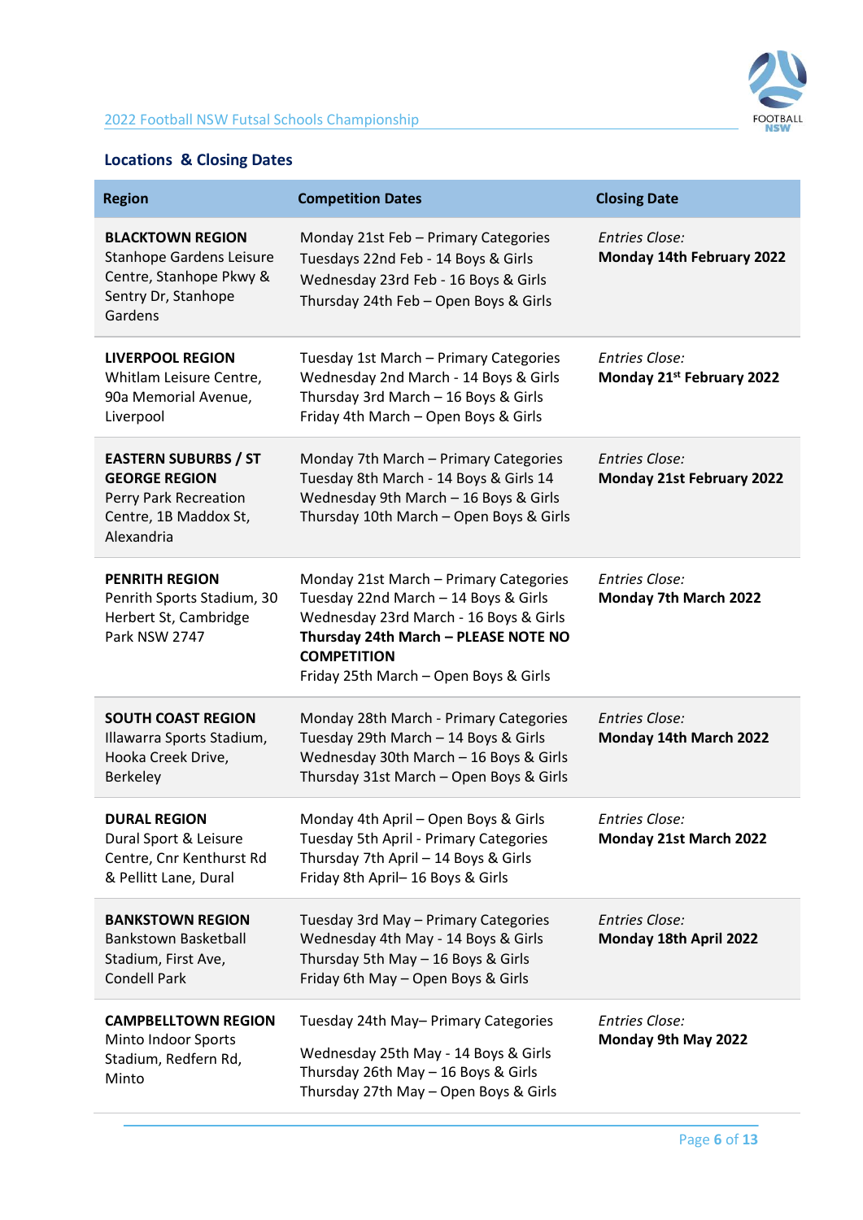## Locations & Closing Dates

| Region | Competition Dates | Closing Date |
|---|---|---|
| **BLACKTOWN REGION**<br>Stanhope Gardens Leisure Centre, Stanhope Pkwy & Sentry Dr, Stanhope Gardens | Monday 21st Feb – Primary Categories<br>Tuesdays 22nd Feb - 14 Boys & Girls<br>Wednesday 23rd Feb - 16 Boys & Girls<br>Thursday 24th Feb – Open Boys & Girls | *Entries Close:*<br>**Monday 14th February 2022** |
| **LIVERPOOL REGION**<br>Whitlam Leisure Centre, 90a Memorial Avenue, Liverpool | Tuesday 1st March – Primary Categories<br>Wednesday 2nd March - 14 Boys & Girls<br>Thursday 3rd March – 16 Boys & Girls<br>Friday 4th March – Open Boys & Girls | *Entries Close:*<br>**Monday 21st February 2022** |
| **EASTERN SUBURBS / ST GEORGE REGION**<br>Perry Park Recreation Centre, 1B Maddox St, Alexandria | Monday 7th March – Primary Categories<br>Tuesday 8th March - 14 Boys & Girls 14<br>Wednesday 9th March – 16 Boys & Girls<br>Thursday 10th March – Open Boys & Girls | *Entries Close:*<br>**Monday 21st February 2022** |
| **PENRITH REGION**<br>Penrith Sports Stadium, 30 Herbert St, Cambridge Park NSW 2747 | Monday 21st March – Primary Categories<br>Tuesday 22nd March – 14 Boys & Girls<br>Wednesday 23rd March - 16 Boys & Girls<br>**Thursday 24th March – PLEASE NOTE NO COMPETITION**<br>Friday 25th March – Open Boys & Girls | *Entries Close:*<br>**Monday 7th March 2022** |
| **SOUTH COAST REGION**<br>Illawarra Sports Stadium, Hooka Creek Drive, Berkeley | Monday 28th March - Primary Categories<br>Tuesday 29th March – 14 Boys & Girls<br>Wednesday 30th March – 16 Boys & Girls<br>Thursday 31st March – Open Boys & Girls | *Entries Close:*<br>**Monday 14th March 2022** |
| **DURAL REGION**<br>Dural Sport & Leisure Centre, Cnr Kenthurst Rd & Pellitt Lane, Dural | Monday 4th April – Open Boys & Girls<br>Tuesday 5th April - Primary Categories<br>Thursday 7th April – 14 Boys & Girls<br>Friday 8th April– 16 Boys & Girls | *Entries Close:*<br>**Monday 21st March 2022** |
| **BANKSTOWN REGION**<br>Bankstown Basketball Stadium, First Ave, Condell Park | Tuesday 3rd May – Primary Categories<br>Wednesday 4th May - 14 Boys & Girls<br>Thursday 5th May – 16 Boys & Girls<br>Friday 6th May – Open Boys & Girls | *Entries Close:*<br>**Monday 18th April 2022** |
| **CAMPBELLTOWN REGION**<br>Minto Indoor Sports Stadium, Redfern Rd, Minto | Tuesday 24th May– Primary Categories<br>Wednesday 25th May - 14 Boys & Girls<br>Thursday 26th May – 16 Boys & Girls<br>Thursday 27th May – Open Boys & Girls | *Entries Close:*<br>**Monday 9th May 2022** |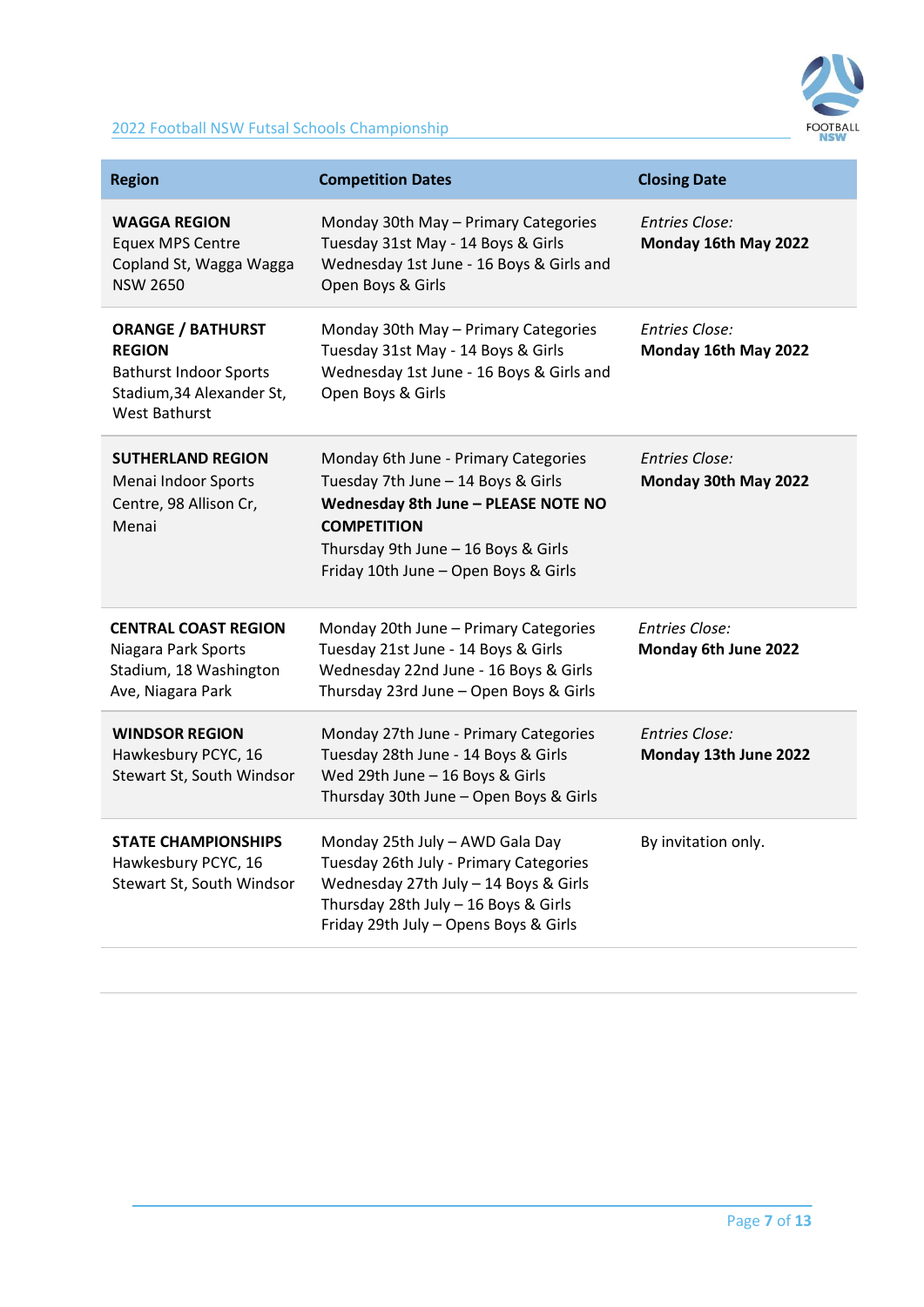| Region | Competition Dates | Closing Date |
|---|---|---|
| **WAGGA REGION**<br>Equex MPS Centre<br>Copland St, Wagga Wagga NSW 2650 | Monday 30th May – Primary Categories<br>Tuesday 31st May - 14 Boys & Girls<br>Wednesday 1st June - 16 Boys & Girls and Open Boys & Girls | *Entries Close:*<br>**Monday 16th May 2022** |
| **ORANGE / BATHURST REGION**<br>Bathurst Indoor Sports Stadium,34 Alexander St, West Bathurst | Monday 30th May – Primary Categories<br>Tuesday 31st May - 14 Boys & Girls<br>Wednesday 1st June - 16 Boys & Girls and Open Boys & Girls | *Entries Close:*<br>**Monday 16th May 2022** |
| **SUTHERLAND REGION**<br>Menai Indoor Sports Centre, 98 Allison Cr, Menai | Monday 6th June - Primary Categories<br>Tuesday 7th June – 14 Boys & Girls<br>**Wednesday 8th June – PLEASE NOTE NO COMPETITION**<br>Thursday 9th June – 16 Boys & Girls<br>Friday 10th June – Open Boys & Girls | *Entries Close:*<br>**Monday 30th May 2022** |
| **CENTRAL COAST REGION**<br>Niagara Park Sports Stadium, 18 Washington Ave, Niagara Park | Monday 20th June – Primary Categories<br>Tuesday 21st June - 14 Boys & Girls<br>Wednesday 22nd June - 16 Boys & Girls<br>Thursday 23rd June – Open Boys & Girls | *Entries Close:*<br>**Monday 6th June 2022** |
| **WINDSOR REGION**<br>Hawkesbury PCYC, 16 Stewart St, South Windsor | Monday 27th June - Primary Categories<br>Tuesday 28th June - 14 Boys & Girls<br>Wed 29th June – 16 Boys & Girls<br>Thursday 30th June – Open Boys & Girls | *Entries Close:*<br>**Monday 13th June 2022** |
| **STATE CHAMPIONSHIPS**<br>Hawkesbury PCYC, 16 Stewart St, South Windsor | Monday 25th July – AWD Gala Day<br>Tuesday 26th July - Primary Categories<br>Wednesday 27th July – 14 Boys & Girls<br>Thursday 28th July – 16 Boys & Girls<br>Friday 29th July – Opens Boys & Girls | By invitation only. |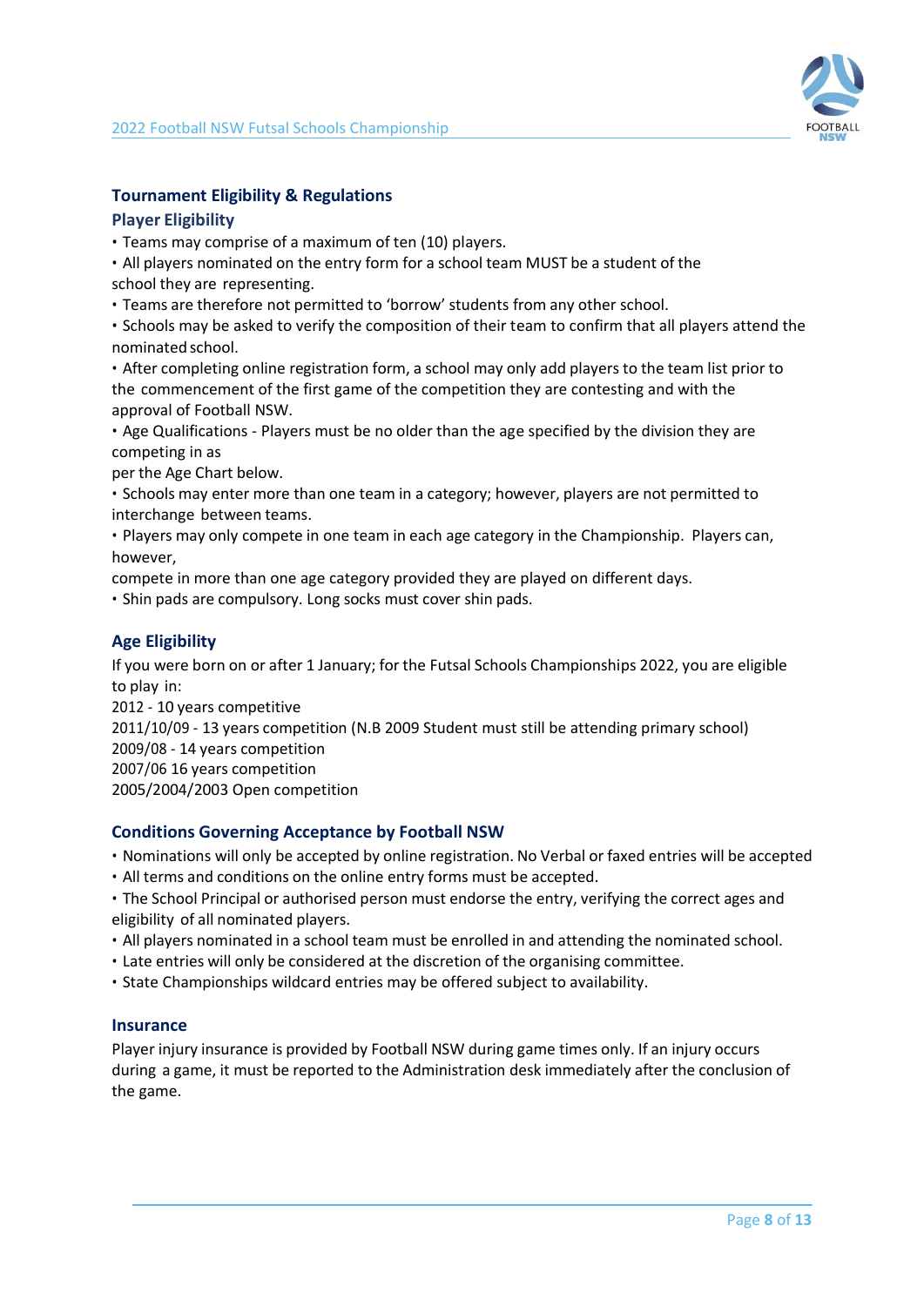## Tournament Eligibility & Regulations

### Player Eligibility

- Teams may comprise of a maximum of ten (10) players.
- All players nominated on the entry form for a school team MUST be a student of the school they are representing.
- Teams are therefore not permitted to 'borrow' students from any other school.
- Schools may be asked to verify the composition of their team to confirm that all players attend the nominated school.
- After completing online registration form, a school may only add players to the team list prior to the commencement of the first game of the competition they are contesting and with the approval of Football NSW.
- Age Qualifications - Players must be no older than the age specified by the division they are competing in as per the Age Chart below.
- Schools may enter more than one team in a category; however, players are not permitted to interchange between teams.
- Players may only compete in one team in each age category in the Championship. Players can, however, compete in more than one age category provided they are played on different days.
- Shin pads are compulsory. Long socks must cover shin pads.

### Age Eligibility

If you were born on or after 1 January; for the Futsal Schools Championships 2022, you are eligible to play in:

2012 - 10 years competitive
2011/10/09 - 13 years competition (N.B 2009 Student must still be attending primary school)
2009/08 - 14 years competition
2007/06 16 years competition
2005/2004/2003 Open competition

### Conditions Governing Acceptance by Football NSW

- Nominations will only be accepted by online registration. No Verbal or faxed entries will be accepted
- All terms and conditions on the online entry forms must be accepted.
- The School Principal or authorised person must endorse the entry, verifying the correct ages and eligibility of all nominated players.
- All players nominated in a school team must be enrolled in and attending the nominated school.
- Late entries will only be considered at the discretion of the organising committee.
- State Championships wildcard entries may be offered subject to availability.

### Insurance

Player injury insurance is provided by Football NSW during game times only. If an injury occurs during a game, it must be reported to the Administration desk immediately after the conclusion of the game.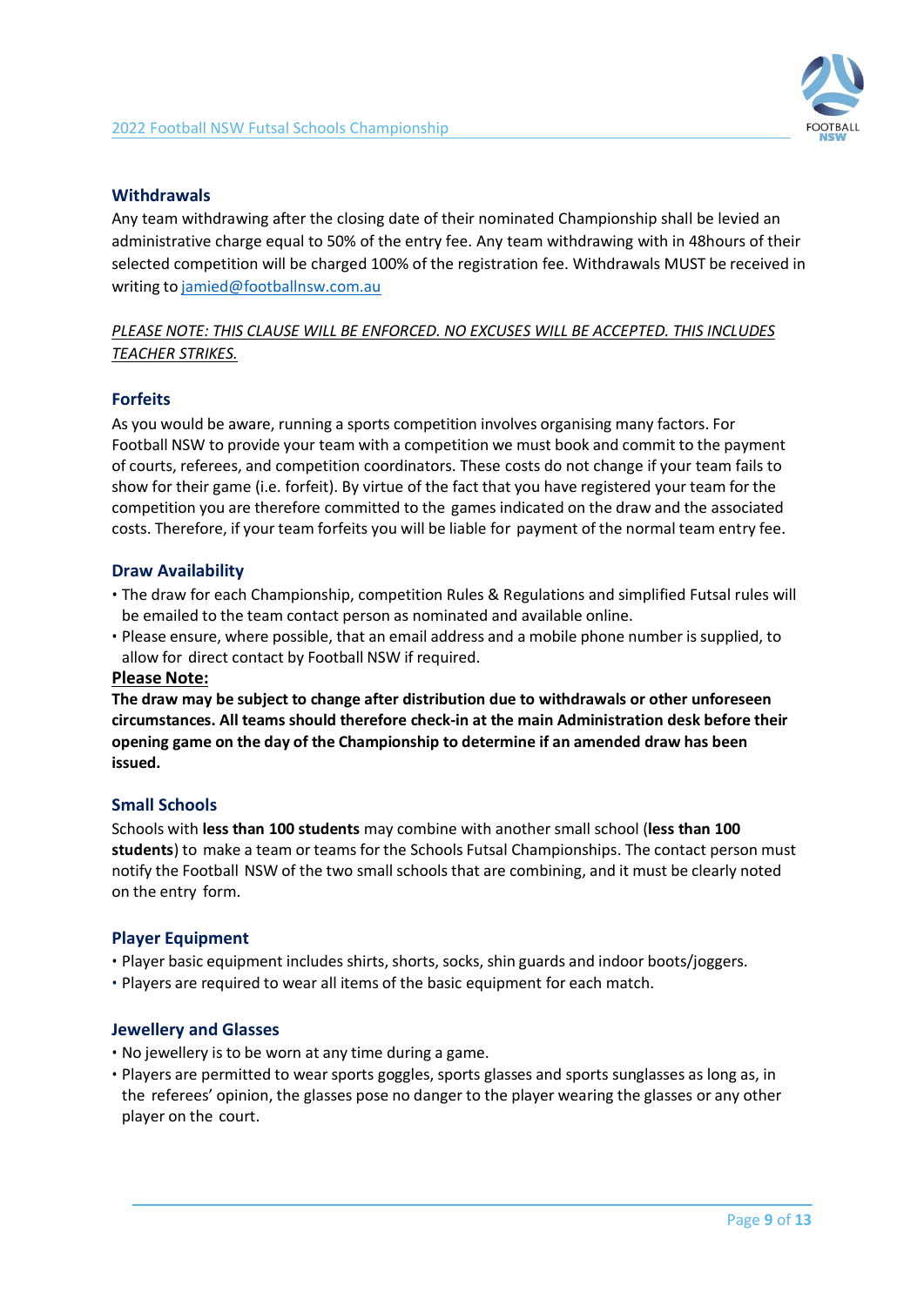## Withdrawals

Any team withdrawing after the closing date of their nominated Championship shall be levied an administrative charge equal to 50% of the entry fee. Any team withdrawing with in 48hours of their selected competition will be charged 100% of the registration fee. Withdrawals MUST be received in writing to jamied@footballnsw.com.au

*PLEASE NOTE: THIS CLAUSE WILL BE ENFORCED. NO EXCUSES WILL BE ACCEPTED. THIS INCLUDES TEACHER STRIKES.*

## Forfeits

As you would be aware, running a sports competition involves organising many factors. For Football NSW to provide your team with a competition we must book and commit to the payment of courts, referees, and competition coordinators. These costs do not change if your team fails to show for their game (i.e. forfeit). By virtue of the fact that you have registered your team for the competition you are therefore committed to the games indicated on the draw and the associated costs. Therefore, if your team forfeits you will be liable for payment of the normal team entry fee.

## Draw Availability

- The draw for each Championship, competition Rules & Regulations and simplified Futsal rules will be emailed to the team contact person as nominated and available online.
- Please ensure, where possible, that an email address and a mobile phone number is supplied, to allow for direct contact by Football NSW if required.

**Please Note:**

**The draw may be subject to change after distribution due to withdrawals or other unforeseen circumstances. All teams should therefore check-in at the main Administration desk before their opening game on the day of the Championship to determine if an amended draw has been issued.**

## Small Schools

Schools with **less than 100 students** may combine with another small school (**less than 100 students**) to make a team or teams for the Schools Futsal Championships. The contact person must notify the Football NSW of the two small schools that are combining, and it must be clearly noted on the entry form.

## Player Equipment

- Player basic equipment includes shirts, shorts, socks, shin guards and indoor boots/joggers.
- Players are required to wear all items of the basic equipment for each match.

## Jewellery and Glasses

- No jewellery is to be worn at any time during a game.
- Players are permitted to wear sports goggles, sports glasses and sports sunglasses as long as, in the referees' opinion, the glasses pose no danger to the player wearing the glasses or any other player on the court.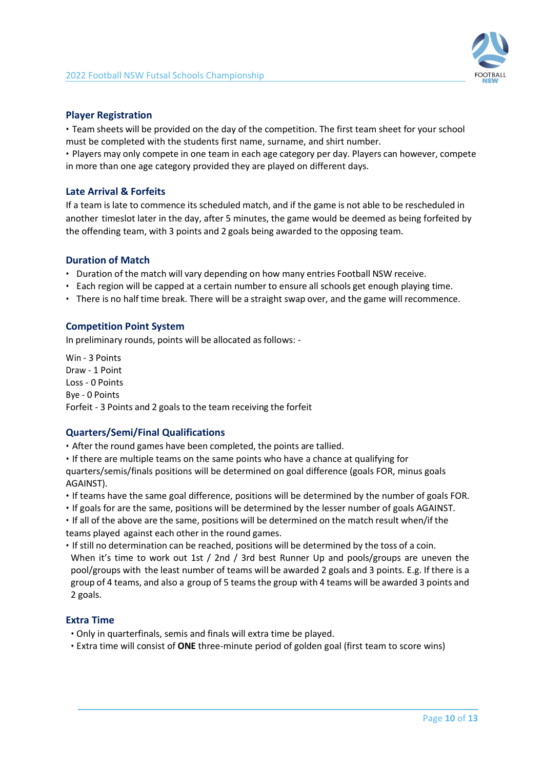## Player Registration

• Team sheets will be provided on the day of the competition. The first team sheet for your school must be completed with the students first name, surname, and shirt number.

• Players may only compete in one team in each age category per day. Players can however, compete in more than one age category provided they are played on different days.

## Late Arrival & Forfeits

If a team is late to commence its scheduled match, and if the game is not able to be rescheduled in another timeslot later in the day, after 5 minutes, the game would be deemed as being forfeited by the offending team, with 3 points and 2 goals being awarded to the opposing team.

## Duration of Match

- Duration of the match will vary depending on how many entries Football NSW receive.
- Each region will be capped at a certain number to ensure all schools get enough playing time.
- There is no half time break. There will be a straight swap over, and the game will recommence.

## Competition Point System

In preliminary rounds, points will be allocated as follows: -

Win - 3 Points
Draw - 1 Point
Loss - 0 Points
Bye - 0 Points
Forfeit - 3 Points and 2 goals to the team receiving the forfeit

## Quarters/Semi/Final Qualifications

• After the round games have been completed, the points are tallied.

• If there are multiple teams on the same points who have a chance at qualifying for quarters/semis/finals positions will be determined on goal difference (goals FOR, minus goals AGAINST).

• If teams have the same goal difference, positions will be determined by the number of goals FOR.

• If goals for are the same, positions will be determined by the lesser number of goals AGAINST.

• If all of the above are the same, positions will be determined on the match result when/if the teams played against each other in the round games.

• If still no determination can be reached, positions will be determined by the toss of a coin.

When it's time to work out 1st / 2nd / 3rd best Runner Up and pools/groups are uneven the pool/groups with the least number of teams will be awarded 2 goals and 3 points. E.g. If there is a group of 4 teams, and also a group of 5 teams the group with 4 teams will be awarded 3 points and 2 goals.

## Extra Time

• Only in quarterfinals, semis and finals will extra time be played.

• Extra time will consist of **ONE** three-minute period of golden goal (first team to score wins)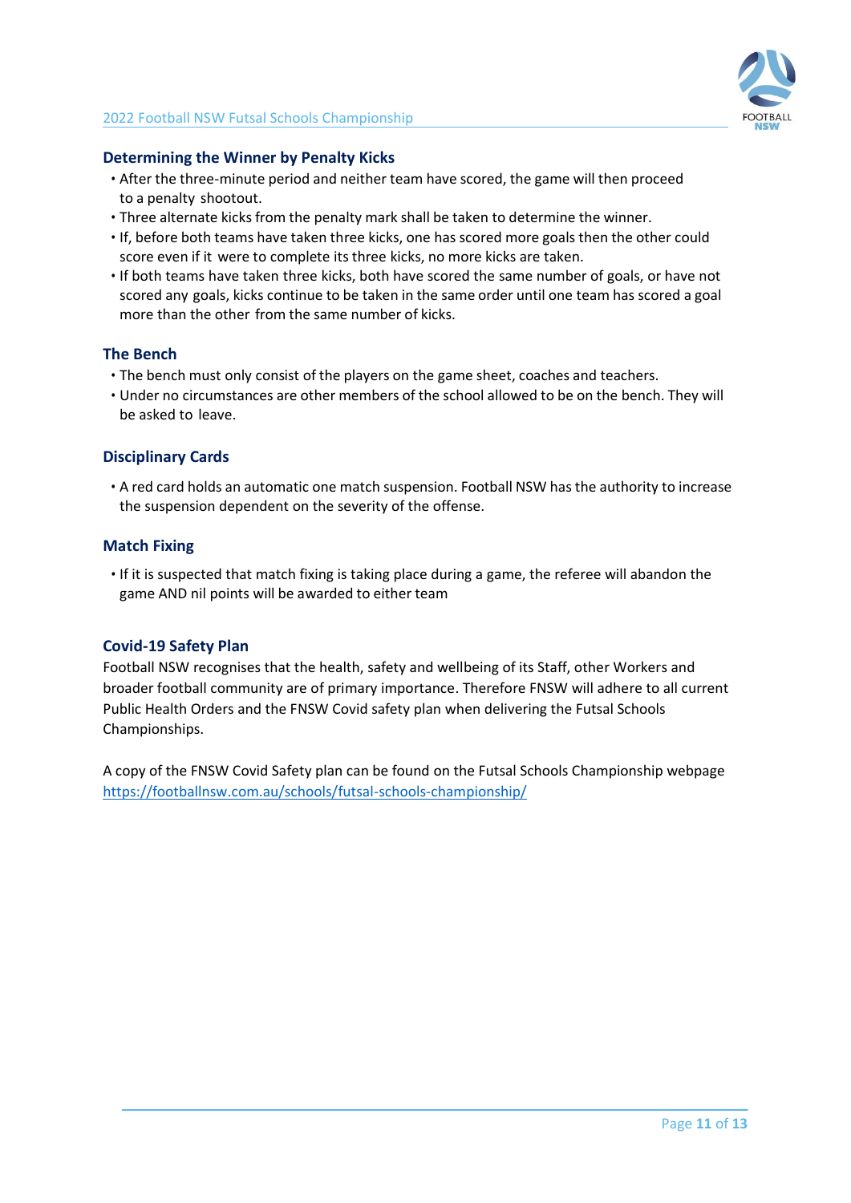## Determining the Winner by Penalty Kicks

- After the three-minute period and neither team have scored, the game will then proceed to a penalty shootout.
- Three alternate kicks from the penalty mark shall be taken to determine the winner.
- If, before both teams have taken three kicks, one has scored more goals then the other could score even if it were to complete its three kicks, no more kicks are taken.
- If both teams have taken three kicks, both have scored the same number of goals, or have not scored any goals, kicks continue to be taken in the same order until one team has scored a goal more than the other from the same number of kicks.

## The Bench

- The bench must only consist of the players on the game sheet, coaches and teachers.
- Under no circumstances are other members of the school allowed to be on the bench. They will be asked to leave.

## Disciplinary Cards

- A red card holds an automatic one match suspension. Football NSW has the authority to increase the suspension dependent on the severity of the offense.

## Match Fixing

- If it is suspected that match fixing is taking place during a game, the referee will abandon the game AND nil points will be awarded to either team

## Covid-19 Safety Plan

Football NSW recognises that the health, safety and wellbeing of its Staff, other Workers and broader football community are of primary importance. Therefore FNSW will adhere to all current Public Health Orders and the FNSW Covid safety plan when delivering the Futsal Schools Championships.

A copy of the FNSW Covid Safety plan can be found on the Futsal Schools Championship webpage https://footballnsw.com.au/schools/futsal-schools-championship/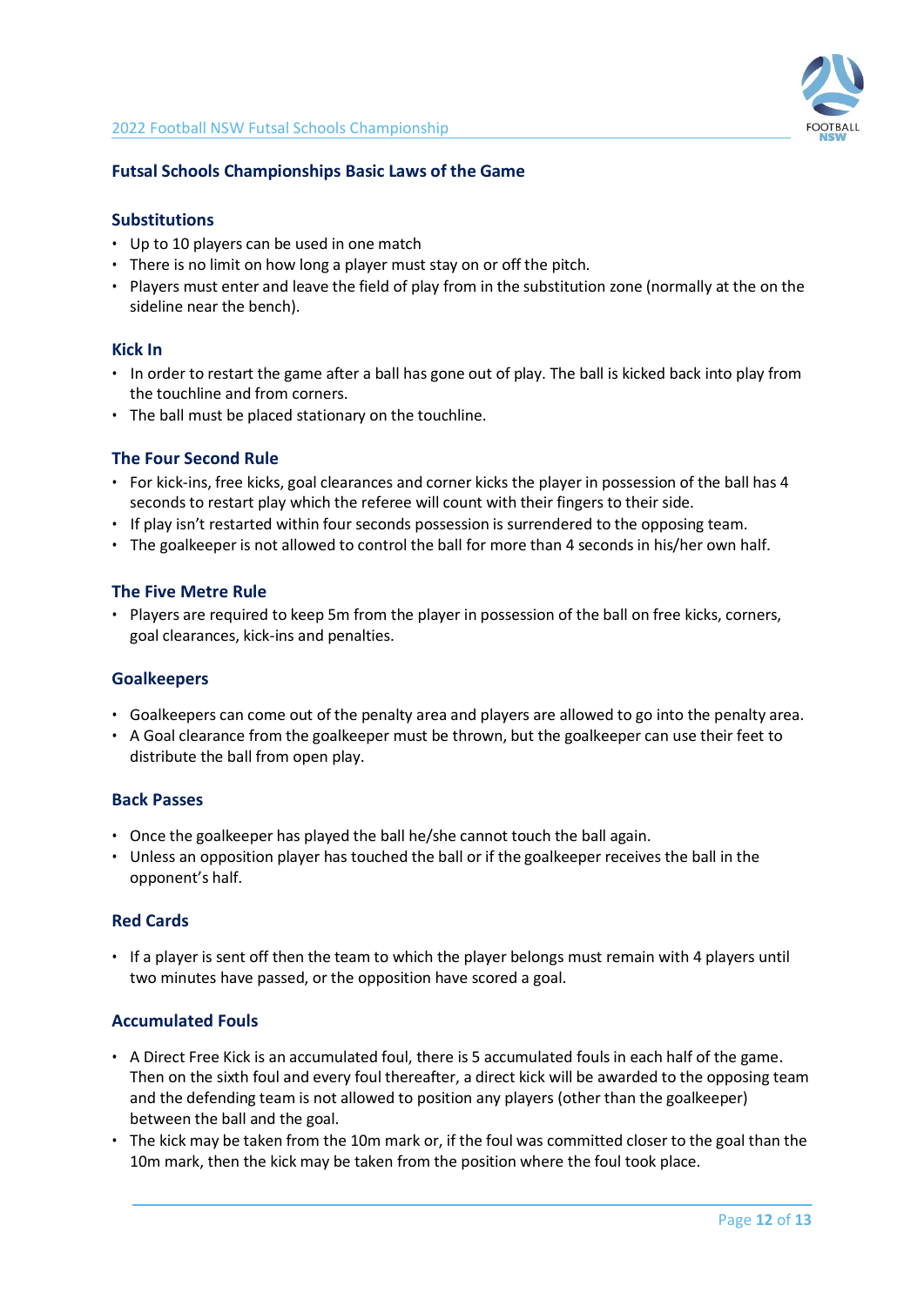## Futsal Schools Championships Basic Laws of the Game

### Substitutions

- Up to 10 players can be used in one match
- There is no limit on how long a player must stay on or off the pitch.
- Players must enter and leave the field of play from in the substitution zone (normally at the on the sideline near the bench).

### Kick In

- In order to restart the game after a ball has gone out of play. The ball is kicked back into play from the touchline and from corners.
- The ball must be placed stationary on the touchline.

### The Four Second Rule

- For kick-ins, free kicks, goal clearances and corner kicks the player in possession of the ball has 4 seconds to restart play which the referee will count with their fingers to their side.
- If play isn't restarted within four seconds possession is surrendered to the opposing team.
- The goalkeeper is not allowed to control the ball for more than 4 seconds in his/her own half.

### The Five Metre Rule

- Players are required to keep 5m from the player in possession of the ball on free kicks, corners, goal clearances, kick-ins and penalties.

### Goalkeepers

- Goalkeepers can come out of the penalty area and players are allowed to go into the penalty area.
- A Goal clearance from the goalkeeper must be thrown, but the goalkeeper can use their feet to distribute the ball from open play.

### Back Passes

- Once the goalkeeper has played the ball he/she cannot touch the ball again.
- Unless an opposition player has touched the ball or if the goalkeeper receives the ball in the opponent's half.

### Red Cards

- If a player is sent off then the team to which the player belongs must remain with 4 players until two minutes have passed, or the opposition have scored a goal.

### Accumulated Fouls

- A Direct Free Kick is an accumulated foul, there is 5 accumulated fouls in each half of the game. Then on the sixth foul and every foul thereafter, a direct kick will be awarded to the opposing team and the defending team is not allowed to position any players (other than the goalkeeper) between the ball and the goal.
- The kick may be taken from the 10m mark or, if the foul was committed closer to the goal than the 10m mark, then the kick may be taken from the position where the foul took place.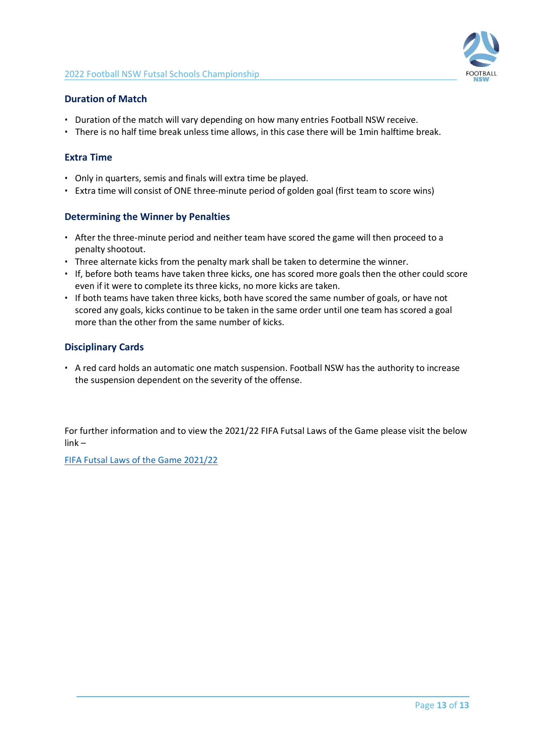## Duration of Match

- Duration of the match will vary depending on how many entries Football NSW receive.
- There is no half time break unless time allows, in this case there will be 1min halftime break.

## Extra Time

- Only in quarters, semis and finals will extra time be played.
- Extra time will consist of ONE three-minute period of golden goal (first team to score wins)

## Determining the Winner by Penalties

- After the three-minute period and neither team have scored the game will then proceed to a penalty shootout.
- Three alternate kicks from the penalty mark shall be taken to determine the winner.
- If, before both teams have taken three kicks, one has scored more goals then the other could score even if it were to complete its three kicks, no more kicks are taken.
- If both teams have taken three kicks, both have scored the same number of goals, or have not scored any goals, kicks continue to be taken in the same order until one team has scored a goal more than the other from the same number of kicks.

## Disciplinary Cards

- A red card holds an automatic one match suspension. Football NSW has the authority to increase the suspension dependent on the severity of the offense.

For further information and to view the 2021/22 FIFA Futsal Laws of the Game please visit the below link –

FIFA Futsal Laws of the Game 2021/22